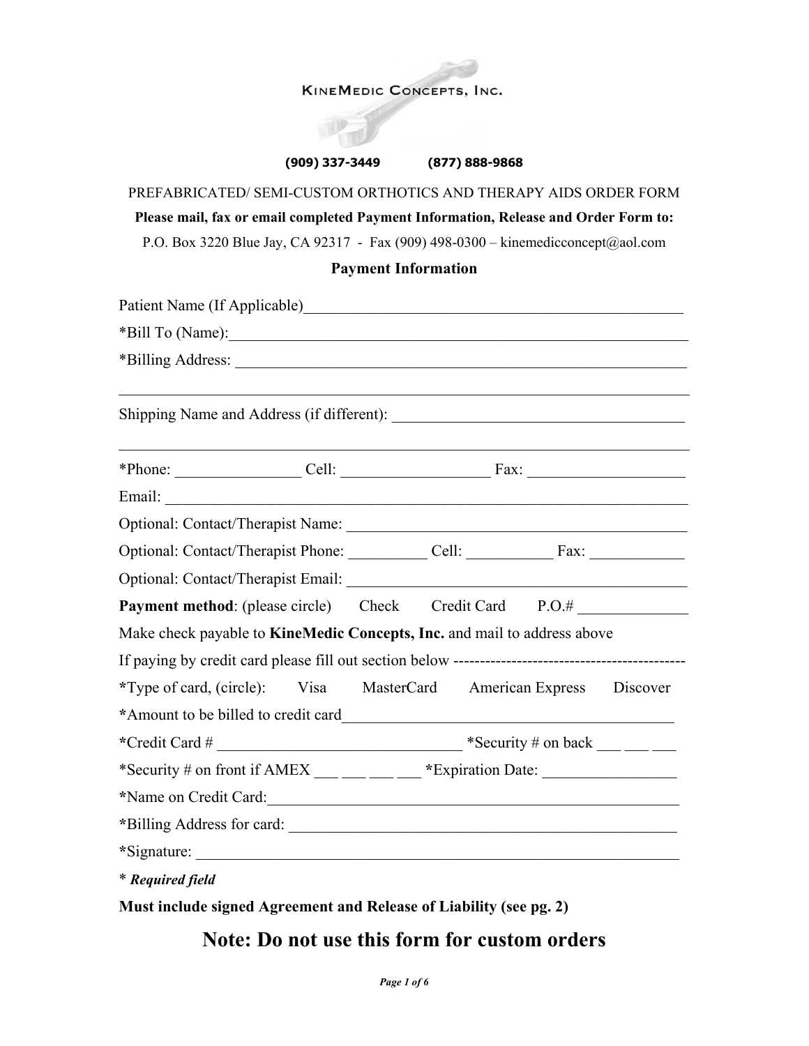KineMedic Concepts, Inc.

**(909) 337-3449 (877) 888-9868**

PREFABRICATED/ SEMI-CUSTOM ORTHOTICS AND THERAPY AIDS ORDER FORM

**Please mail, fax or email completed Payment Information, Release and Order Form to:**

P.O. Box 3220 Blue Jay, CA 92317 - Fax (909) 498-0300 – kinemedicconcept@aol.com

## Payment Information

Patient Name (If Applicable)\_\_\_\_\_\_\_\_\_\_\_\_\_\_\_\_\_\_\_\_\_\_\_\_\_\_\_\_\_\_\_\_\_\_\_\_\_\_\_\_\_\_\_\_\_\_\_\_

*Bill To (Name):\_\_\_\_\_\_\_\_\_\_\_\_\_\_\_\_\_\_\_\_\_\_\_\_\_\_\_\_\_\_\_\_\_\_\_\_\_\_\_\_\_\_\_\_\_\_\_\_\_\_\_\_\_\_

*Billing Address: \_\_\_\_\_\_\_\_\_\_\_\_\_\_\_\_\_\_\_\_\_\_\_\_\_\_\_\_\_\_\_\_\_\_\_\_\_\_\_\_\_\_\_\_\_\_\_\_\_\_\_\_\_

\_\_\_\_\_\_\_\_\_\_\_\_\_\_\_\_\_\_\_\_\_\_\_\_\_\_\_\_\_\_\_\_\_\_\_\_\_\_\_\_\_\_\_\_\_\_\_\_\_\_\_\_\_\_\_\_\_\_\_\_\_\_\_\_\_\_\_\_\_\_

Shipping Name and Address (if different): \_\_\_\_\_\_\_\_\_\_\_\_\_\_\_\_\_\_\_\_\_\_\_\_\_\_\_\_\_\_\_\_\_\_\_

\_\_\_\_\_\_\_\_\_\_\_\_\_\_\_\_\_\_\_\_\_\_\_\_\_\_\_\_\_\_\_\_\_\_\_\_\_\_\_\_\_\_\_\_\_\_\_\_\_\_\_\_\_\_\_\_\_\_\_\_\_\_\_\_\_\_\_\_\_\_

*Phone: \_\_\_\_\_\_\_\_\_\_\_\_\_\_\_ Cell: \_\_\_\_\_\_\_\_\_\_\_\_\_\_\_\_\_ Fax: \_\_\_\_\_\_\_\_\_\_\_\_\_\_\_\_\_\_

Email: \_\_\_\_\_\_\_\_\_\_\_\_\_\_\_\_\_\_\_\_\_\_\_\_\_\_\_\_\_\_\_\_\_\_\_\_\_\_\_\_\_\_\_\_\_\_\_\_\_\_\_\_\_\_\_\_\_\_\_\_\_\_\_

Optional: Contact/Therapist Name: \_\_\_\_\_\_\_\_\_\_\_\_\_\_\_\_\_\_\_\_\_\_\_\_\_\_\_\_\_\_\_\_\_\_\_\_\_\_\_\_

Optional: Contact/Therapist Phone: \_\_\_\_\_\_\_\_\_\_ Cell: \_\_\_\_\_\_\_\_\_\_\_ Fax: \_\_\_\_\_\_\_\_\_\_\_\_

Optional: Contact/Therapist Email: \_\_\_\_\_\_\_\_\_\_\_\_\_\_\_\_\_\_\_\_\_\_\_\_\_\_\_\_\_\_\_\_\_\_\_\_\_\_\_\_

**Payment method**: (please circle) Check Credit Card P.O.# \_\_\_\_\_\_\_\_\_\_\_\_\_

Make check payable to **KineMedic Concepts, Inc.** and mail to address above

If paying by credit card please fill out section below --------------------------------------------

*Type of card, (circle): Visa MasterCard American Express Discover

*Amount to be billed to credit card\_\_\_\_\_\_\_\_\_\_\_\_\_\_\_\_\_\_\_\_\_\_\_\_\_\_\_\_\_\_\_\_\_\_\_\_\_\_\_\_

*Credit Card # \_\_\_\_\_\_\_\_\_\_\_\_\_\_\_\_\_\_\_\_\_\_\_\_\_\_\_\_\_\_ *Security # on back \_\_\_ \_\_\_ \_\_\_

*Security # on front if AMEX \_\_\_ \_\_\_ \_\_\_ \_\_\_ *Expiration Date: \_\_\_\_\_\_\_\_\_\_\_\_\_\_\_\_

*Name on Credit Card:\_\_\_\_\_\_\_\_\_\_\_\_\_\_\_\_\_\_\_\_\_\_\_\_\_\_\_\_\_\_\_\_\_\_\_\_\_\_\_\_\_\_\_\_\_\_\_\_\_\_

*Billing Address for card: \_\_\_\_\_\_\_\_\_\_\_\_\_\_\_\_\_\_\_\_\_\_\_\_\_\_\_\_\_\_\_\_\_\_\_\_\_\_\_\_\_\_\_\_\_\_\_

*Signature: \_\_\_\_\_\_\_\_\_\_\_\_\_\_\_\_\_\_\_\_\_\_\_\_\_\_\_\_\_\_\_\_\_\_\_\_\_\_\_\_\_\_\_\_\_\_\_\_\_\_\_\_\_\_\_\_\_\_\_

\* ***Required field***

**Must include signed Agreement and Release of Liability (see pg. 2)**

# Note: Do not use this form for custom orders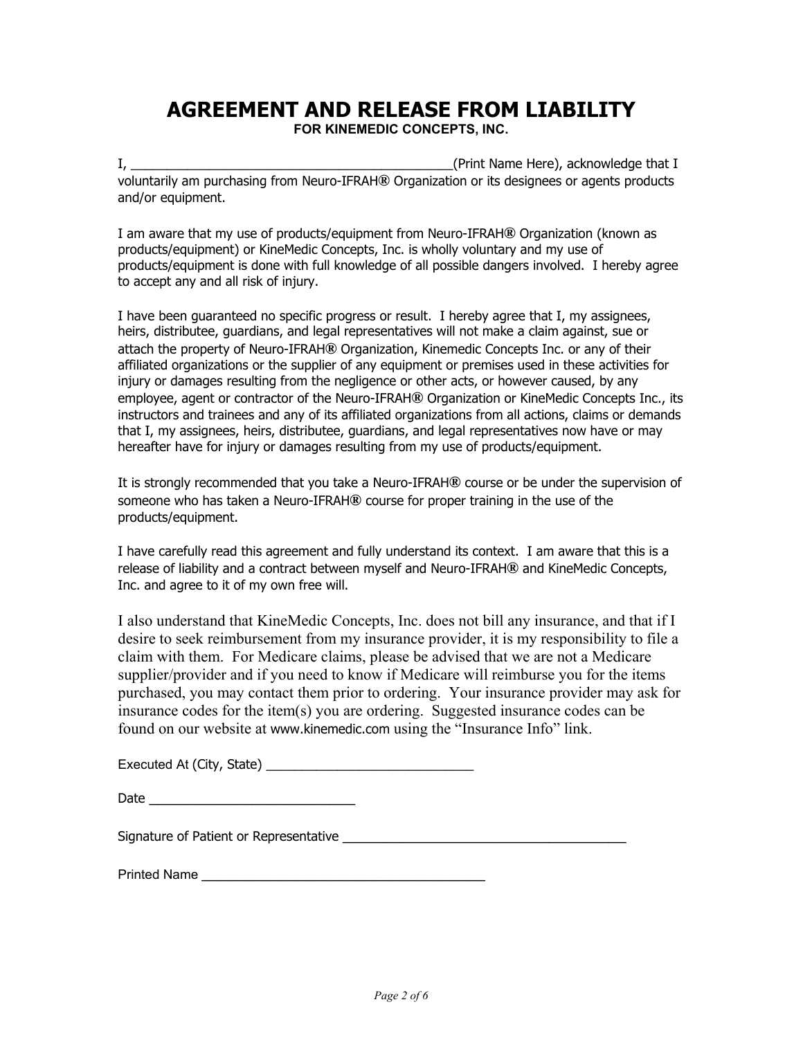# AGREEMENT AND RELEASE FROM LIABILITY

**FOR KINEMEDIC CONCEPTS, INC.**

I, _____________________________________________(Print Name Here), acknowledge that I voluntarily am purchasing from Neuro-IFRAH® Organization or its designees or agents products and/or equipment.

I am aware that my use of products/equipment from Neuro-IFRAH® Organization (known as products/equipment) or KineMedic Concepts, Inc. is wholly voluntary and my use of products/equipment is done with full knowledge of all possible dangers involved. I hereby agree to accept any and all risk of injury.

I have been guaranteed no specific progress or result. I hereby agree that I, my assignees, heirs, distributee, guardians, and legal representatives will not make a claim against, sue or attach the property of Neuro-IFRAH® Organization, Kinemedic Concepts Inc. or any of their affiliated organizations or the supplier of any equipment or premises used in these activities for injury or damages resulting from the negligence or other acts, or however caused, by any employee, agent or contractor of the Neuro-IFRAH® Organization or KineMedic Concepts Inc., its instructors and trainees and any of its affiliated organizations from all actions, claims or demands that I, my assignees, heirs, distributee, guardians, and legal representatives now have or may hereafter have for injury or damages resulting from my use of products/equipment.

It is strongly recommended that you take a Neuro-IFRAH® course or be under the supervision of someone who has taken a Neuro-IFRAH® course for proper training in the use of the products/equipment.

I have carefully read this agreement and fully understand its context. I am aware that this is a release of liability and a contract between myself and Neuro-IFRAH® and KineMedic Concepts, Inc. and agree to it of my own free will.

I also understand that KineMedic Concepts, Inc. does not bill any insurance, and that if I desire to seek reimbursement from my insurance provider, it is my responsibility to file a claim with them. For Medicare claims, please be advised that we are not a Medicare supplier/provider and if you need to know if Medicare will reimburse you for the items purchased, you may contact them prior to ordering. Your insurance provider may ask for insurance codes for the item(s) you are ordering. Suggested insurance codes can be found on our website at www.kinemedic.com using the "Insurance Info" link.

Executed At (City, State) ____________________________

Date ____________________________

Signature of Patient or Representative ______________________________________

Printed Name ______________________________________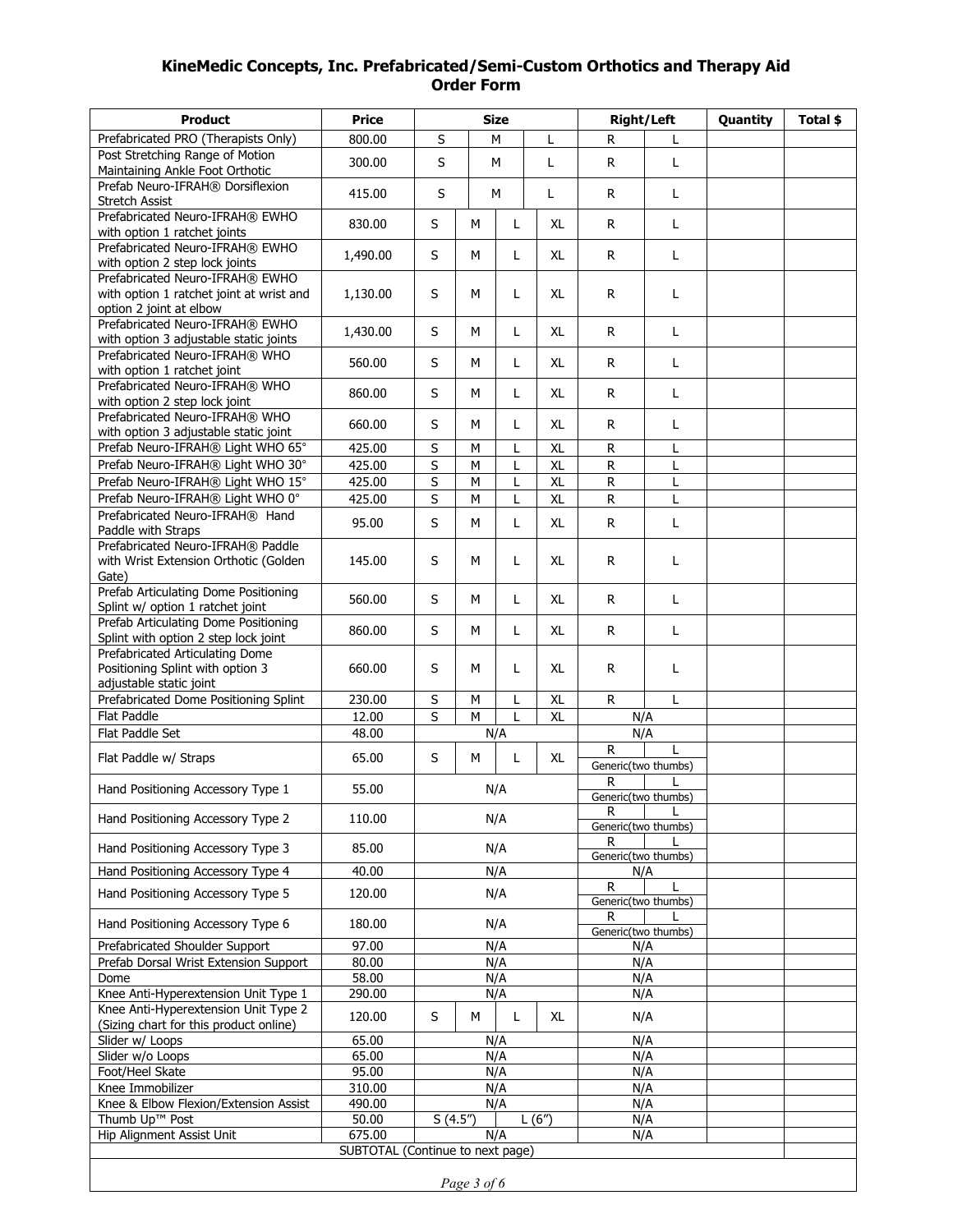# KineMedic Concepts, Inc. Prefabricated/Semi-Custom Orthotics and Therapy Aid Order Form

| Product | Price | Size | | | | Right/Left | | Quantity | Total $ |
|---|---|---|---|---|---|---|---|---|---|
| Prefabricated PRO (Therapists Only) | 800.00 | S | M | L | | R | L | | |
| Post Stretching Range of Motion Maintaining Ankle Foot Orthotic | 300.00 | S | M | L | | R | L | | |
| Prefab Neuro-IFRAH® Dorsiflexion Stretch Assist | 415.00 | S | M | L | | R | L | | |
| Prefabricated Neuro-IFRAH® EWHO with option 1 ratchet joints | 830.00 | S | M | L | XL | R | L | | |
| Prefabricated Neuro-IFRAH® EWHO with option 2 step lock joints | 1,490.00 | S | M | L | XL | R | L | | |
| Prefabricated Neuro-IFRAH® EWHO with option 1 ratchet joint at wrist and option 2 joint at elbow | 1,130.00 | S | M | L | XL | R | L | | |
| Prefabricated Neuro-IFRAH® EWHO with option 3 adjustable static joints | 1,430.00 | S | M | L | XL | R | L | | |
| Prefabricated Neuro-IFRAH® WHO with option 1 ratchet joint | 560.00 | S | M | L | XL | R | L | | |
| Prefabricated Neuro-IFRAH® WHO with option 2 step lock joint | 860.00 | S | M | L | XL | R | L | | |
| Prefabricated Neuro-IFRAH® WHO with option 3 adjustable static joint | 660.00 | S | M | L | XL | R | L | | |
| Prefab Neuro-IFRAH® Light WHO 65° | 425.00 | S | M | L | XL | R | L | | |
| Prefab Neuro-IFRAH® Light WHO 30° | 425.00 | S | M | L | XL | R | L | | |
| Prefab Neuro-IFRAH® Light WHO 15° | 425.00 | S | M | L | XL | R | L | | |
| Prefab Neuro-IFRAH® Light WHO 0° | 425.00 | S | M | L | XL | R | L | | |
| Prefabricated Neuro-IFRAH® Hand Paddle with Straps | 95.00 | S | M | L | XL | R | L | | |
| Prefabricated Neuro-IFRAH® Paddle with Wrist Extension Orthotic (Golden Gate) | 145.00 | S | M | L | XL | R | L | | |
| Prefab Articulating Dome Positioning Splint w/ option 1 ratchet joint | 560.00 | S | M | L | XL | R | L | | |
| Prefab Articulating Dome Positioning Splint with option 2 step lock joint | 860.00 | S | M | L | XL | R | L | | |
| Prefabricated Articulating Dome Positioning Splint with option 3 adjustable static joint | 660.00 | S | M | L | XL | R | L | | |
| Prefabricated Dome Positioning Splint | 230.00 | S | M | L | XL | R | L | | |
| Flat Paddle | 12.00 | S | M | L | XL | N/A | | | |
| Flat Paddle Set | 48.00 | N/A | | | | N/A | | | |
| Flat Paddle w/ Straps | 65.00 | S | M | L | XL | R / Generic(two thumbs) | L | | |
| Hand Positioning Accessory Type 1 | 55.00 | N/A | | | | R / Generic(two thumbs) | L | | |
| Hand Positioning Accessory Type 2 | 110.00 | N/A | | | | R / Generic(two thumbs) | L | | |
| Hand Positioning Accessory Type 3 | 85.00 | N/A | | | | R / Generic(two thumbs) | L | | |
| Hand Positioning Accessory Type 4 | 40.00 | N/A | | | | N/A | | | |
| Hand Positioning Accessory Type 5 | 120.00 | N/A | | | | R / Generic(two thumbs) | L | | |
| Hand Positioning Accessory Type 6 | 180.00 | N/A | | | | R / Generic(two thumbs) | L | | |
| Prefabricated Shoulder Support | 97.00 | N/A | | | | N/A | | | |
| Prefab Dorsal Wrist Extension Support | 80.00 | N/A | | | | N/A | | | |
| Dome | 58.00 | N/A | | | | N/A | | | |
| Knee Anti-Hyperextension Unit Type 1 | 290.00 | N/A | | | | N/A | | | |
| Knee Anti-Hyperextension Unit Type 2 (Sizing chart for this product online) | 120.00 | S | M | L | XL | N/A | | | |
| Slider w/ Loops | 65.00 | N/A | | | | N/A | | | |
| Slider w/o Loops | 65.00 | N/A | | | | N/A | | | |
| Foot/Heel Skate | 95.00 | N/A | | | | N/A | | | |
| Knee Immobilizer | 310.00 | N/A | | | | N/A | | | |
| Knee & Elbow Flexion/Extension Assist | 490.00 | N/A | | | | N/A | | | |
| Thumb Up™ Post | 50.00 | S (4.5″) | | L (6″) | | N/A | | | |
| Hip Alignment Assist Unit | 675.00 | N/A | | | | N/A | | | |
| SUBTOTAL (Continue to next page) | | | | | | | | | |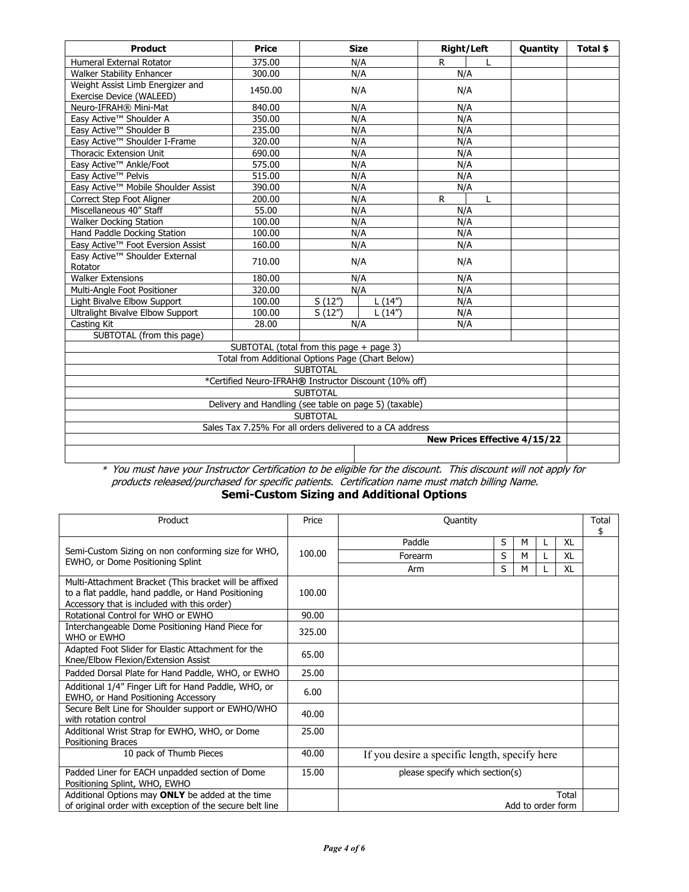| Product | Price | Size | | Right/Left | | Quantity | Total $ |
|---|---|---|---|---|---|---|---|
| Humeral External Rotator | 375.00 | N/A | | R | L | | |
| Walker Stability Enhancer | 300.00 | N/A | | N/A | | | |
| Weight Assist Limb Energizer and Exercise Device (WALEED) | 1450.00 | N/A | | N/A | | | |
| Neuro-IFRAH® Mini-Mat | 840.00 | N/A | | N/A | | | |
| Easy Active™ Shoulder A | 350.00 | N/A | | N/A | | | |
| Easy Active™ Shoulder B | 235.00 | N/A | | N/A | | | |
| Easy Active™ Shoulder I-Frame | 320.00 | N/A | | N/A | | | |
| Thoracic Extension Unit | 690.00 | N/A | | N/A | | | |
| Easy Active™ Ankle/Foot | 575.00 | N/A | | N/A | | | |
| Easy Active™ Pelvis | 515.00 | N/A | | N/A | | | |
| Easy Active™ Mobile Shoulder Assist | 390.00 | N/A | | N/A | | | |
| Correct Step Foot Aligner | 200.00 | N/A | | R | L | | |
| Miscellaneous 40" Staff | 55.00 | N/A | | N/A | | | |
| Walker Docking Station | 100.00 | N/A | | N/A | | | |
| Hand Paddle Docking Station | 100.00 | N/A | | N/A | | | |
| Easy Active™ Foot Eversion Assist | 160.00 | N/A | | N/A | | | |
| Easy Active™ Shoulder External Rotator | 710.00 | N/A | | N/A | | | |
| Walker Extensions | 180.00 | N/A | | N/A | | | |
| Multi-Angle Foot Positioner | 320.00 | N/A | | N/A | | | |
| Light Bivalve Elbow Support | 100.00 | S (12") | L (14") | N/A | | | |
| Ultralight Bivalve Elbow Support | 100.00 | S (12") | L (14") | N/A | | | |
| Casting Kit | 28.00 | N/A | | N/A | | | |
| SUBTOTAL (from this page) | | | | | | | |
| SUBTOTAL (total from this page + page 3) | | | | | | | |
| Total from Additional Options Page (Chart Below) | | | | | | | |
| SUBTOTAL | | | | | | | |
| *Certified Neuro-IFRAH® Instructor Discount (10% off) | | | | | | | |
| SUBTOTAL | | | | | | | |
| Delivery and Handling (see table on page 5) (taxable) | | | | | | | |
| SUBTOTAL | | | | | | | |
| Sales Tax 7.25% For all orders delivered to a CA address | | | | | | | |
| **New Prices Effective 4/15/22** | | | | | | | |
| | | | | | | | |

*\* You must have your Instructor Certification to be eligible for the discount. This discount will not apply for products released/purchased for specific patients. Certification name must match billing Name.*

## Semi-Custom Sizing and Additional Options

| Product | Price | Quantity | | | | | Total $ |
|---|---|---|---|---|---|---|---|
| Semi-Custom Sizing on non conforming size for WHO, EWHO, or Dome Positioning Splint | 100.00 | Paddle | S | M | L | XL | |
| | | Forearm | S | M | L | XL | |
| | | Arm | S | M | L | XL | |
| Multi-Attachment Bracket (This bracket will be affixed to a flat paddle, hand paddle, or Hand Positioning Accessory that is included with this order) | 100.00 | | | | | | |
| Rotational Control for WHO or EWHO | 90.00 | | | | | | |
| Interchangeable Dome Positioning Hand Piece for WHO or EWHO | 325.00 | | | | | | |
| Adapted Foot Slider for Elastic Attachment for the Knee/Elbow Flexion/Extension Assist | 65.00 | | | | | | |
| Padded Dorsal Plate for Hand Paddle, WHO, or EWHO | 25.00 | | | | | | |
| Additional 1/4" Finger Lift for Hand Paddle, WHO, or EWHO, or Hand Positioning Accessory | 6.00 | | | | | | |
| Secure Belt Line for Shoulder support or EWHO/WHO with rotation control | 40.00 | | | | | | |
| Additional Wrist Strap for EWHO, WHO, or Dome Positioning Braces | 25.00 | | | | | | |
| 10 pack of Thumb Pieces | 40.00 | If you desire a specific length, specify here | | | | | |
| Padded Liner for EACH unpadded section of Dome Positioning Splint, WHO, EWHO | 15.00 | please specify which section(s) | | | | | |
| Additional Options may **ONLY** be added at the time of original order with exception of the secure belt line | | Total Add to order form | | | | | |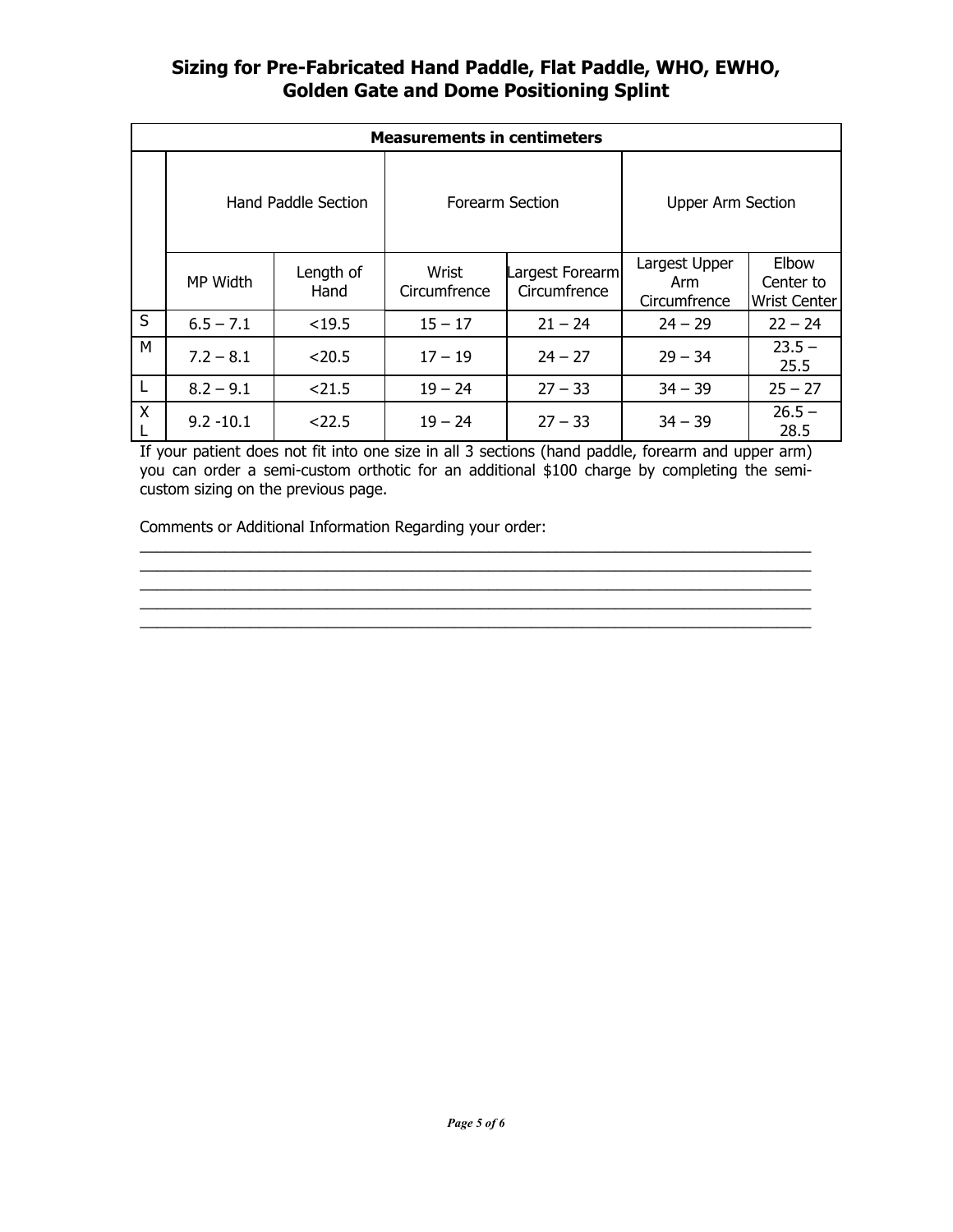# Sizing for Pre-Fabricated Hand Paddle, Flat Paddle, WHO, EWHO, Golden Gate and Dome Positioning Splint

| Measurements in centimeters | | | | | | |
|---|---|---|---|---|---|---|
| | Hand Paddle Section | | Forearm Section | | Upper Arm Section | |
| | MP Width | Length of Hand | Wrist Circumfrence | Largest Forearm Circumfrence | Largest Upper Arm Circumfrence | Elbow Center to Wrist Center |
| S | 6.5 – 7.1 | <19.5 | 15 – 17 | 21 – 24 | 24 – 29 | 22 – 24 |
| M | 7.2 – 8.1 | <20.5 | 17 – 19 | 24 – 27 | 29 – 34 | 23.5 – 25.5 |
| L | 8.2 – 9.1 | <21.5 | 19 – 24 | 27 – 33 | 34 – 39 | 25 – 27 |
| XL | 9.2 -10.1 | <22.5 | 19 – 24 | 27 – 33 | 34 – 39 | 26.5 – 28.5 |

If your patient does not fit into one size in all 3 sections (hand paddle, forearm and upper arm) you can order a semi-custom orthotic for an additional $100 charge by completing the semi-custom sizing on the previous page.

Comments or Additional Information Regarding your order:

\_\_\_\_\_\_\_\_\_\_\_\_\_\_\_\_\_\_\_\_\_\_\_\_\_\_\_\_\_\_\_\_\_\_\_\_\_\_\_\_\_\_\_\_\_\_\_\_\_\_\_\_\_\_\_\_\_\_\_\_\_\_\_\_\_\_\_\_\_\_\_\_
\_\_\_\_\_\_\_\_\_\_\_\_\_\_\_\_\_\_\_\_\_\_\_\_\_\_\_\_\_\_\_\_\_\_\_\_\_\_\_\_\_\_\_\_\_\_\_\_\_\_\_\_\_\_\_\_\_\_\_\_\_\_\_\_\_\_\_\_\_\_\_\_
\_\_\_\_\_\_\_\_\_\_\_\_\_\_\_\_\_\_\_\_\_\_\_\_\_\_\_\_\_\_\_\_\_\_\_\_\_\_\_\_\_\_\_\_\_\_\_\_\_\_\_\_\_\_\_\_\_\_\_\_\_\_\_\_\_\_\_\_\_\_\_\_
\_\_\_\_\_\_\_\_\_\_\_\_\_\_\_\_\_\_\_\_\_\_\_\_\_\_\_\_\_\_\_\_\_\_\_\_\_\_\_\_\_\_\_\_\_\_\_\_\_\_\_\_\_\_\_\_\_\_\_\_\_\_\_\_\_\_\_\_\_\_\_\_
\_\_\_\_\_\_\_\_\_\_\_\_\_\_\_\_\_\_\_\_\_\_\_\_\_\_\_\_\_\_\_\_\_\_\_\_\_\_\_\_\_\_\_\_\_\_\_\_\_\_\_\_\_\_\_\_\_\_\_\_\_\_\_\_\_\_\_\_\_\_\_\_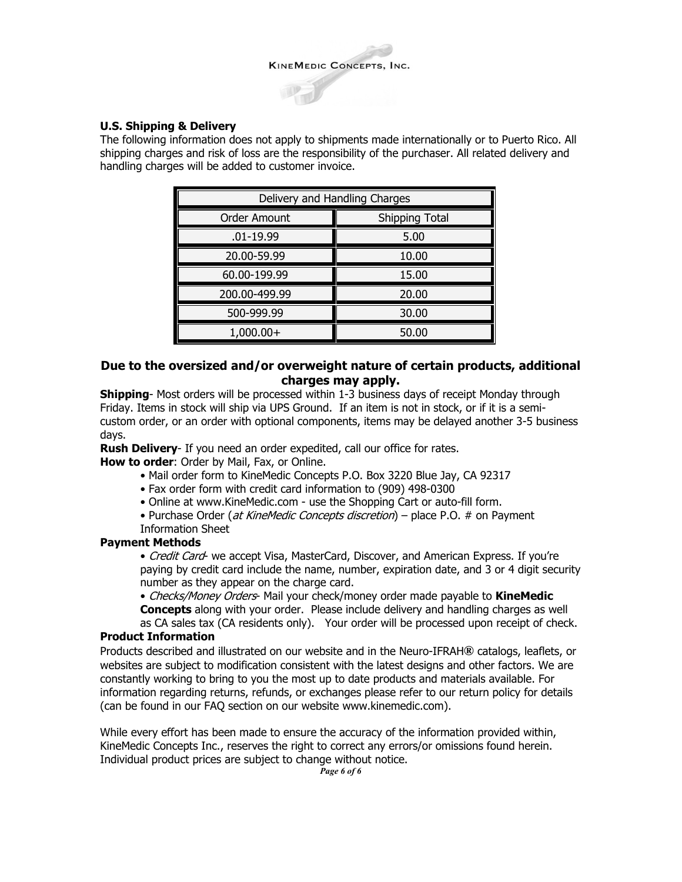KineMedic Concepts, Inc.

### U.S. Shipping & Delivery

The following information does not apply to shipments made internationally or to Puerto Rico. All shipping charges and risk of loss are the responsibility of the purchaser. All related delivery and handling charges will be added to customer invoice.

| Delivery and Handling Charges | |
|---|---|
| Order Amount | Shipping Total |
| .01-19.99 | 5.00 |
| 20.00-59.99 | 10.00 |
| 60.00-199.99 | 15.00 |
| 200.00-499.99 | 20.00 |
| 500-999.99 | 30.00 |
| 1,000.00+ | 50.00 |

### Due to the oversized and/or overweight nature of certain products, additional charges may apply.

**Shipping**- Most orders will be processed within 1-3 business days of receipt Monday through Friday. Items in stock will ship via UPS Ground. If an item is not in stock, or if it is a semi-custom order, or an order with optional components, items may be delayed another 3-5 business days.

**Rush Delivery**- If you need an order expedited, call our office for rates.

**How to order**: Order by Mail, Fax, or Online.

- Mail order form to KineMedic Concepts P.O. Box 3220 Blue Jay, CA 92317
- Fax order form with credit card information to (909) 498-0300
- Online at www.KineMedic.com - use the Shopping Cart or auto-fill form.
- Purchase Order (*at KineMedic Concepts discretion*) – place P.O. # on Payment Information Sheet

**Payment Methods**

- *Credit Card*- we accept Visa, MasterCard, Discover, and American Express. If you're paying by credit card include the name, number, expiration date, and 3 or 4 digit security number as they appear on the charge card.
- *Checks/Money Orders*- Mail your check/money order made payable to **KineMedic Concepts** along with your order. Please include delivery and handling charges as well as CA sales tax (CA residents only). Your order will be processed upon receipt of check.

**Product Information**

Products described and illustrated on our website and in the Neuro-IFRAH® catalogs, leaflets, or websites are subject to modification consistent with the latest designs and other factors. We are constantly working to bring to you the most up to date products and materials available. For information regarding returns, refunds, or exchanges please refer to our return policy for details (can be found in our FAQ section on our website www.kinemedic.com).

While every effort has been made to ensure the accuracy of the information provided within, KineMedic Concepts Inc., reserves the right to correct any errors/or omissions found herein. Individual product prices are subject to change without notice.